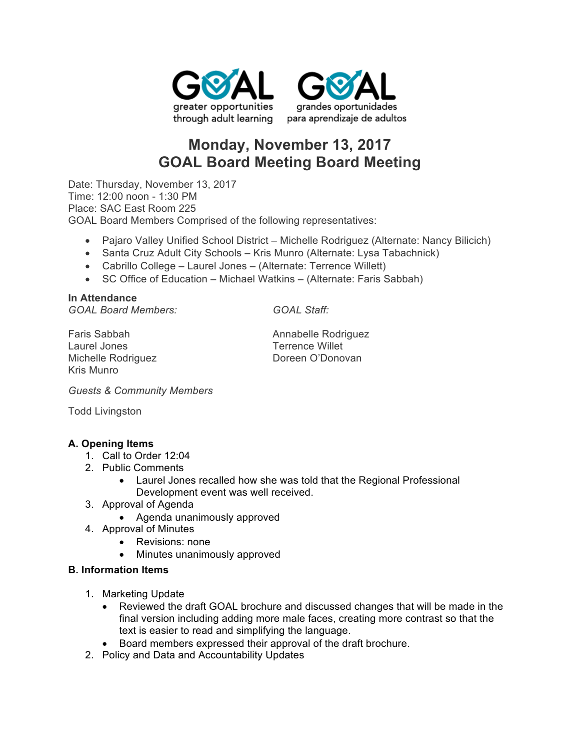GOAL greater opportunities through adult learning — GOAL grandes oportunidades para aprendizaje de adultos

# Monday, November 13, 2017
# GOAL Board Meeting Board Meeting

Date: Thursday, November 13, 2017
Time: 12:00 noon - 1:30 PM
Place: SAC East Room 225
GOAL Board Members Comprised of the following representatives:

- Pajaro Valley Unified School District – Michelle Rodriguez (Alternate: Nancy Bilicich)
- Santa Cruz Adult City Schools – Kris Munro (Alternate: Lysa Tabachnick)
- Cabrillo College – Laurel Jones – (Alternate: Terrence Willett)
- SC Office of Education – Michael Watkins – (Alternate: Faris Sabbah)

**In Attendance**

*GOAL Board Members:*

Faris Sabbah
Laurel Jones
Michelle Rodriguez
Kris Munro

*GOAL Staff:*

Annabelle Rodriguez
Terrence Willet
Doreen O'Donovan

*Guests & Community Members*

Todd Livingston

**A. Opening Items**

1. Call to Order 12:04
2. Public Comments
   - Laurel Jones recalled how she was told that the Regional Professional Development event was well received.
3. Approval of Agenda
   - Agenda unanimously approved
4. Approval of Minutes
   - Revisions: none
   - Minutes unanimously approved

**B. Information Items**

1. Marketing Update
   - Reviewed the draft GOAL brochure and discussed changes that will be made in the final version including adding more male faces, creating more contrast so that the text is easier to read and simplifying the language.
   - Board members expressed their approval of the draft brochure.
2. Policy and Data and Accountability Updates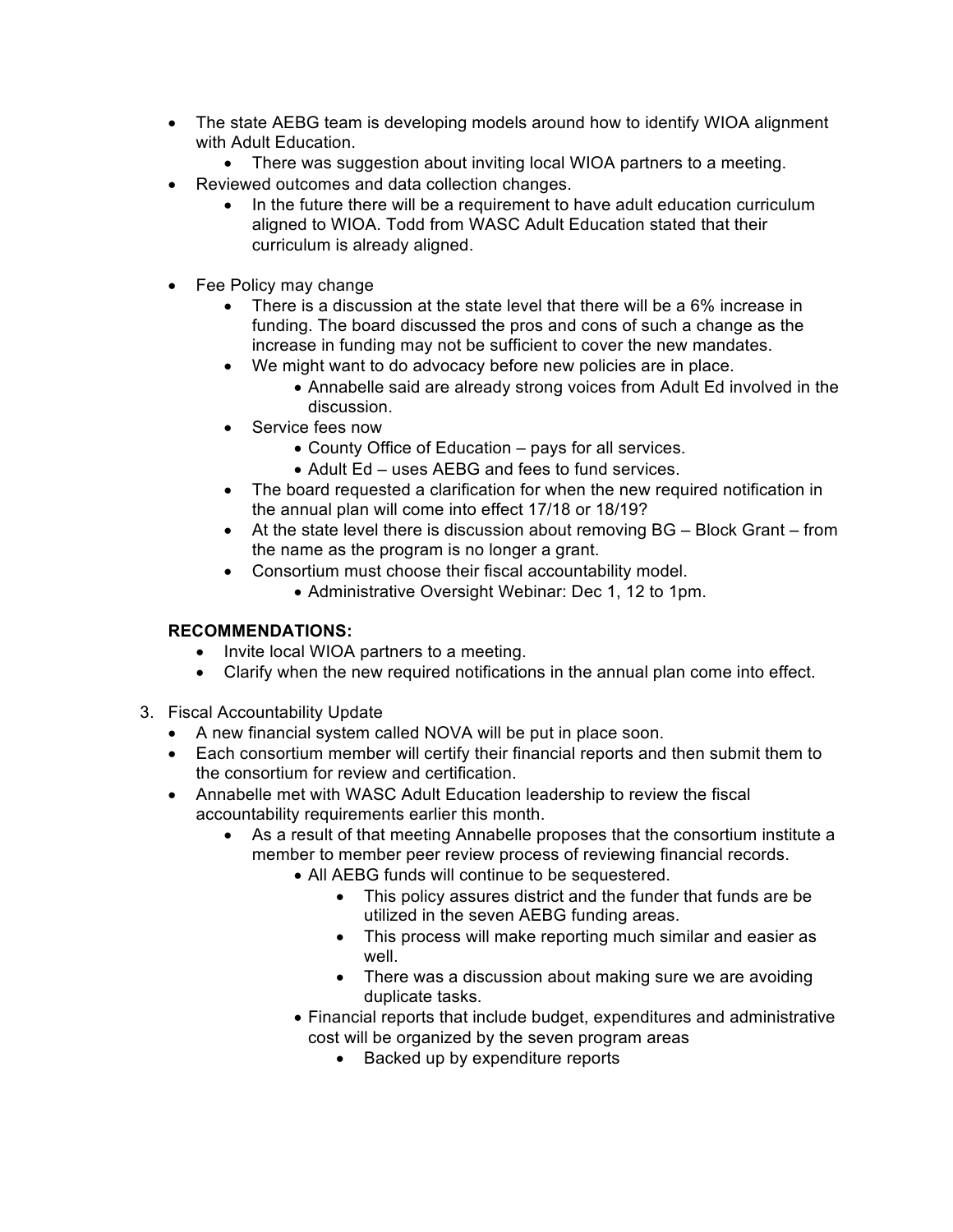- The state AEBG team is developing models around how to identify WIOA alignment with Adult Education.
  - There was suggestion about inviting local WIOA partners to a meeting.
- Reviewed outcomes and data collection changes.
  - In the future there will be a requirement to have adult education curriculum aligned to WIOA. Todd from WASC Adult Education stated that their curriculum is already aligned.
- Fee Policy may change
  - There is a discussion at the state level that there will be a 6% increase in funding. The board discussed the pros and cons of such a change as the increase in funding may not be sufficient to cover the new mandates.
  - We might want to do advocacy before new policies are in place.
    - Annabelle said are already strong voices from Adult Ed involved in the discussion.
  - Service fees now
    - County Office of Education – pays for all services.
    - Adult Ed – uses AEBG and fees to fund services.
  - The board requested a clarification for when the new required notification in the annual plan will come into effect 17/18 or 18/19?
  - At the state level there is discussion about removing BG – Block Grant – from the name as the program is no longer a grant.
  - Consortium must choose their fiscal accountability model.
    - Administrative Oversight Webinar: Dec 1, 12 to 1pm.

**RECOMMENDATIONS:**

- Invite local WIOA partners to a meeting.
- Clarify when the new required notifications in the annual plan come into effect.

3. Fiscal Accountability Update
   - A new financial system called NOVA will be put in place soon.
   - Each consortium member will certify their financial reports and then submit them to the consortium for review and certification.
   - Annabelle met with WASC Adult Education leadership to review the fiscal accountability requirements earlier this month.
     - As a result of that meeting Annabelle proposes that the consortium institute a member to member peer review process of reviewing financial records.
       - All AEBG funds will continue to be sequestered.
         - This policy assures district and the funder that funds are be utilized in the seven AEBG funding areas.
         - This process will make reporting much similar and easier as well.
         - There was a discussion about making sure we are avoiding duplicate tasks.
       - Financial reports that include budget, expenditures and administrative cost will be organized by the seven program areas
         - Backed up by expenditure reports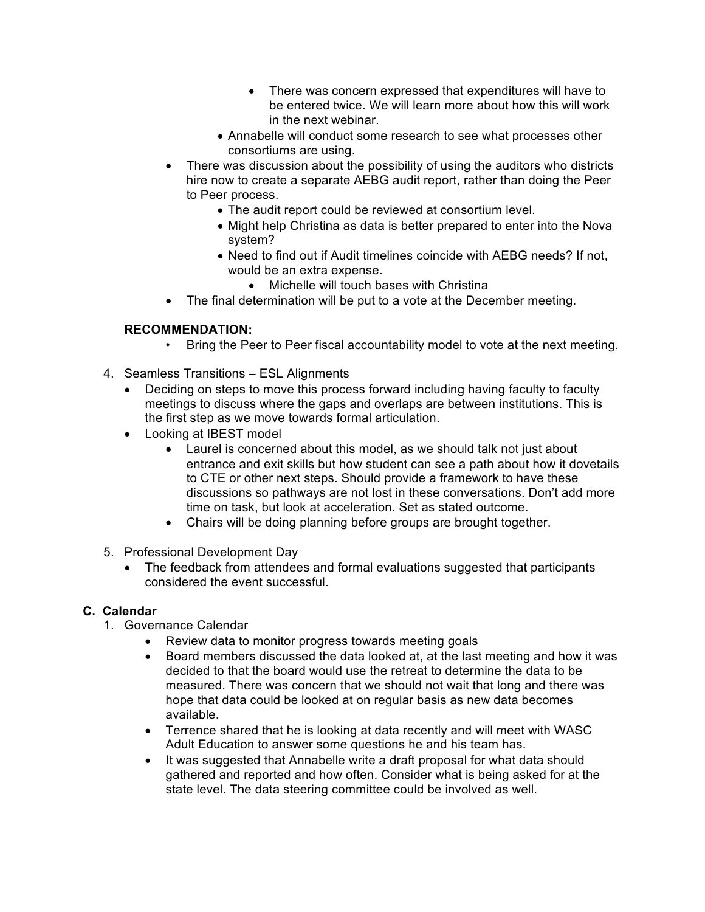- There was concern expressed that expenditures will have to be entered twice. We will learn more about how this will work in the next webinar.
  - Annabelle will conduct some research to see what processes other consortiums are using.
- There was discussion about the possibility of using the auditors who districts hire now to create a separate AEBG audit report, rather than doing the Peer to Peer process.
  - The audit report could be reviewed at consortium level.
  - Might help Christina as data is better prepared to enter into the Nova system?
  - Need to find out if Audit timelines coincide with AEBG needs? If not, would be an extra expense.
    - Michelle will touch bases with Christina
- The final determination will be put to a vote at the December meeting.

**RECOMMENDATION:**

- Bring the Peer to Peer fiscal accountability model to vote at the next meeting.

4. Seamless Transitions – ESL Alignments
   - Deciding on steps to move this process forward including having faculty to faculty meetings to discuss where the gaps and overlaps are between institutions. This is the first step as we move towards formal articulation.
   - Looking at IBEST model
     - Laurel is concerned about this model, as we should talk not just about entrance and exit skills but how student can see a path about how it dovetails to CTE or other next steps. Should provide a framework to have these discussions so pathways are not lost in these conversations. Don't add more time on task, but look at acceleration. Set as stated outcome.
     - Chairs will be doing planning before groups are brought together.

5. Professional Development Day
   - The feedback from attendees and formal evaluations suggested that participants considered the event successful.

**C. Calendar**

1. Governance Calendar
   - Review data to monitor progress towards meeting goals
   - Board members discussed the data looked at, at the last meeting and how it was decided to that the board would use the retreat to determine the data to be measured. There was concern that we should not wait that long and there was hope that data could be looked at on regular basis as new data becomes available.
   - Terrence shared that he is looking at data recently and will meet with WASC Adult Education to answer some questions he and his team has.
   - It was suggested that Annabelle write a draft proposal for what data should gathered and reported and how often. Consider what is being asked for at the state level. The data steering committee could be involved as well.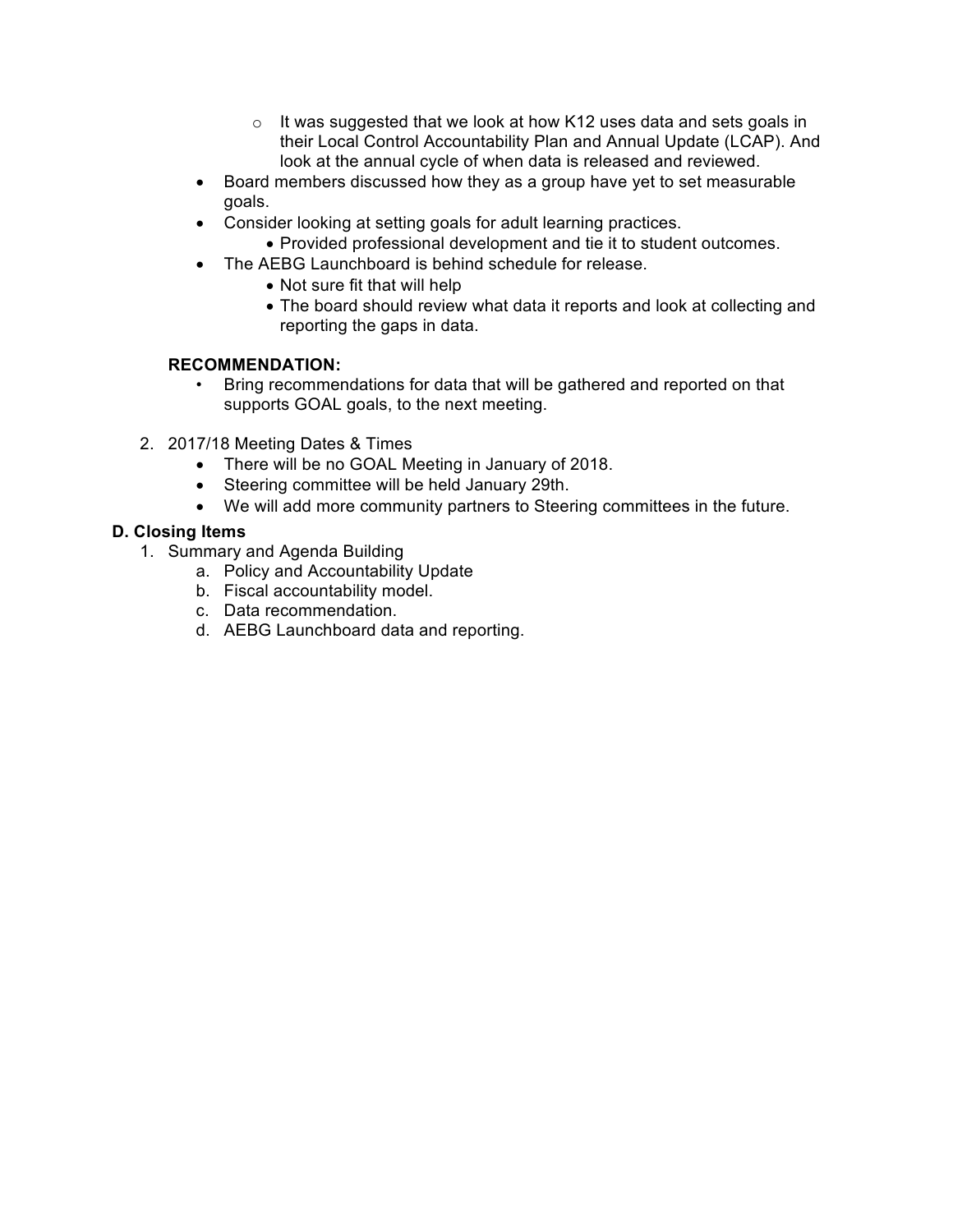- It was suggested that we look at how K12 uses data and sets goals in their Local Control Accountability Plan and Annual Update (LCAP). And look at the annual cycle of when data is released and reviewed.
    - Board members discussed how they as a group have yet to set measurable goals.
    - Consider looking at setting goals for adult learning practices.
        - Provided professional development and tie it to student outcomes.
    - The AEBG Launchboard is behind schedule for release.
        - Not sure fit that will help
        - The board should review what data it reports and look at collecting and reporting the gaps in data.

    **RECOMMENDATION:**

    - Bring recommendations for data that will be gathered and reported on that supports GOAL goals, to the next meeting.

2. 2017/18 Meeting Dates & Times
    - There will be no GOAL Meeting in January of 2018.
    - Steering committee will be held January 29th.
    - We will add more community partners to Steering committees in the future.

**D. Closing Items**

1. Summary and Agenda Building
    a. Policy and Accountability Update
    b. Fiscal accountability model.
    c. Data recommendation.
    d. AEBG Launchboard data and reporting.